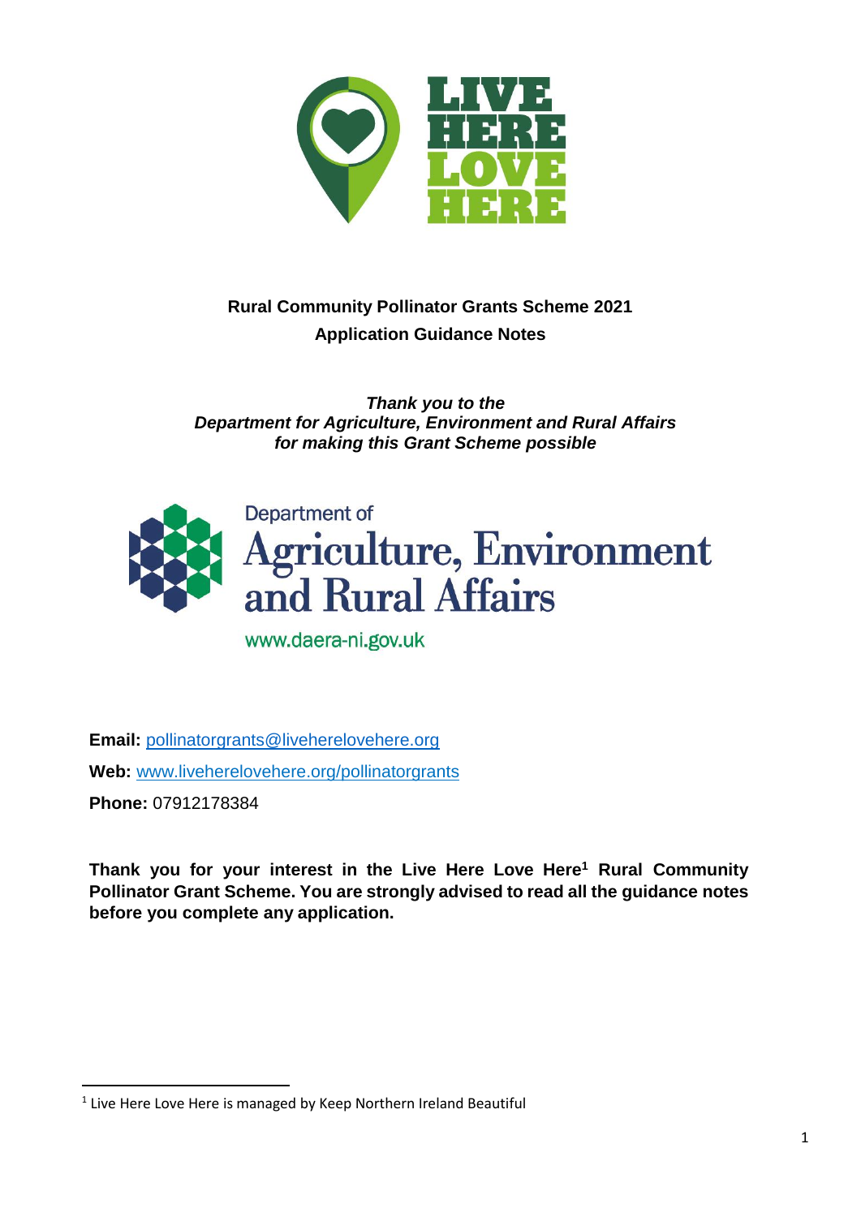LIVE HERE LOVE HERE

# Rural Community Pollinator Grants Scheme 2021

## Application Guidance Notes

***Thank you to the Department for Agriculture, Environment and Rural Affairs for making this Grant Scheme possible***

Department of Agriculture, Environment and Rural Affairs

www.daera-ni.gov.uk

**Email:** pollinatorgrants@liveherelovehere.org

**Web:** www.liveherelovehere.org/pollinatorgrants

**Phone:** 07912178384

**Thank you for your interest in the Live Here Love Here[1] Rural Community Pollinator Grant Scheme. You are strongly advised to read all the guidance notes before you complete any application.**

---

[1] Live Here Love Here is managed by Keep Northern Ireland Beautiful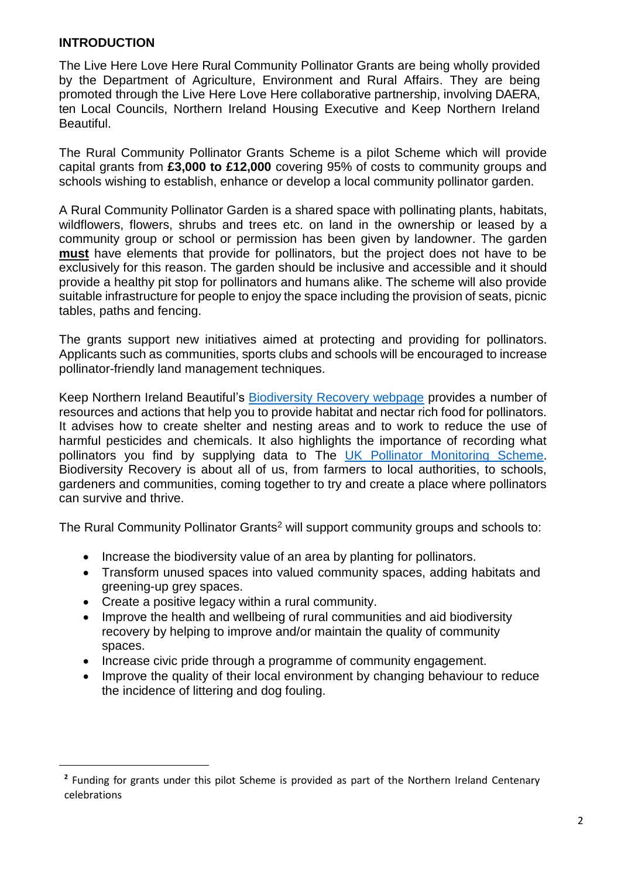## INTRODUCTION

The Live Here Love Here Rural Community Pollinator Grants are being wholly provided by the Department of Agriculture, Environment and Rural Affairs. They are being promoted through the Live Here Love Here collaborative partnership, involving DAERA, ten Local Councils, Northern Ireland Housing Executive and Keep Northern Ireland Beautiful.

The Rural Community Pollinator Grants Scheme is a pilot Scheme which will provide capital grants from **£3,000 to £12,000** covering 95% of costs to community groups and schools wishing to establish, enhance or develop a local community pollinator garden.

A Rural Community Pollinator Garden is a shared space with pollinating plants, habitats, wildflowers, flowers, shrubs and trees etc. on land in the ownership or leased by a community group or school or permission has been given by landowner. The garden **must** have elements that provide for pollinators, but the project does not have to be exclusively for this reason. The garden should be inclusive and accessible and it should provide a healthy pit stop for pollinators and humans alike. The scheme will also provide suitable infrastructure for people to enjoy the space including the provision of seats, picnic tables, paths and fencing.

The grants support new initiatives aimed at protecting and providing for pollinators. Applicants such as communities, sports clubs and schools will be encouraged to increase pollinator-friendly land management techniques.

Keep Northern Ireland Beautiful's Biodiversity Recovery webpage provides a number of resources and actions that help you to provide habitat and nectar rich food for pollinators. It advises how to create shelter and nesting areas and to work to reduce the use of harmful pesticides and chemicals. It also highlights the importance of recording what pollinators you find by supplying data to The UK Pollinator Monitoring Scheme. Biodiversity Recovery is about all of us, from farmers to local authorities, to schools, gardeners and communities, coming together to try and create a place where pollinators can survive and thrive.

The Rural Community Pollinator Grants[2] will support community groups and schools to:

- Increase the biodiversity value of an area by planting for pollinators.
- Transform unused spaces into valued community spaces, adding habitats and greening-up grey spaces.
- Create a positive legacy within a rural community.
- Improve the health and wellbeing of rural communities and aid biodiversity recovery by helping to improve and/or maintain the quality of community spaces.
- Increase civic pride through a programme of community engagement.
- Improve the quality of their local environment by changing behaviour to reduce the incidence of littering and dog fouling.

---

[2] Funding for grants under this pilot Scheme is provided as part of the Northern Ireland Centenary celebrations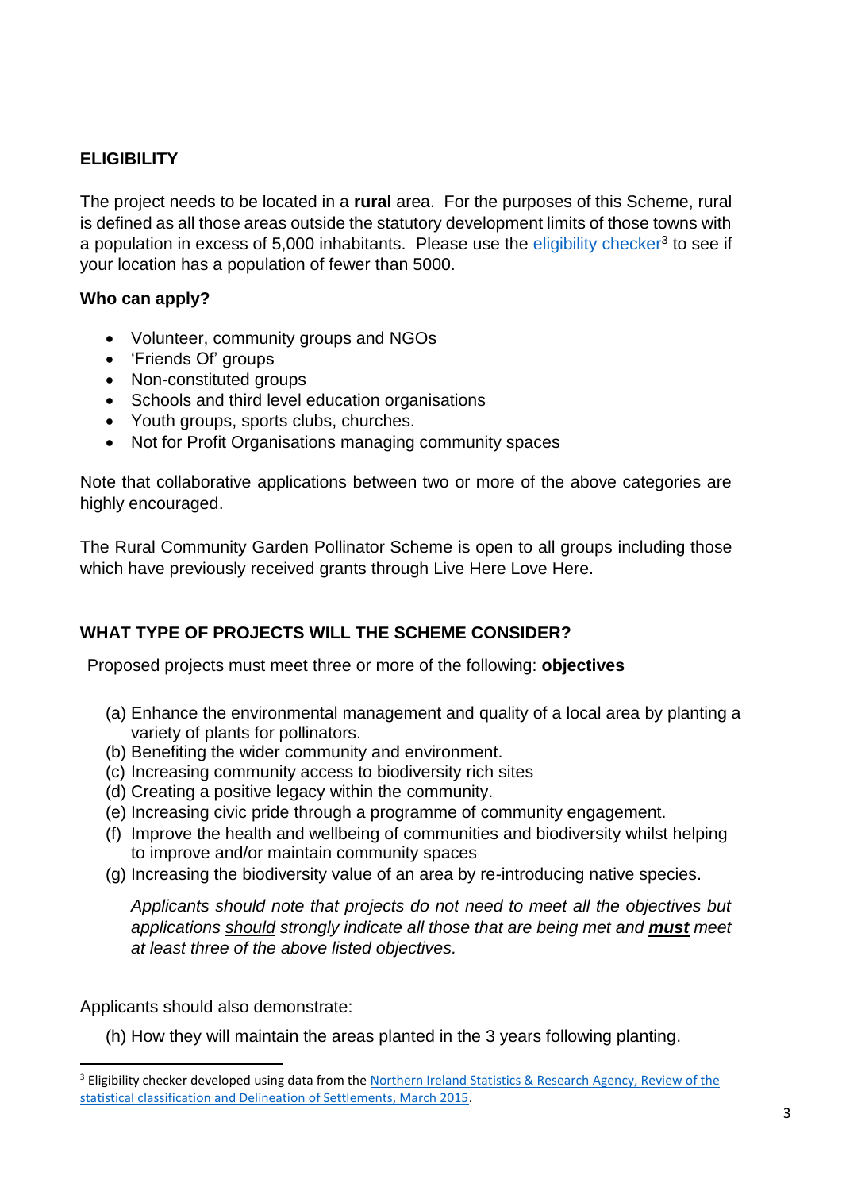## ELIGIBILITY

The project needs to be located in a **rural** area. For the purposes of this Scheme, rural is defined as all those areas outside the statutory development limits of those towns with a population in excess of 5,000 inhabitants. Please use the eligibility checker[3] to see if your location has a population of fewer than 5000.

### Who can apply?

- Volunteer, community groups and NGOs
- 'Friends Of' groups
- Non-constituted groups
- Schools and third level education organisations
- Youth groups, sports clubs, churches.
- Not for Profit Organisations managing community spaces

Note that collaborative applications between two or more of the above categories are highly encouraged.

The Rural Community Garden Pollinator Scheme is open to all groups including those which have previously received grants through Live Here Love Here.

## WHAT TYPE OF PROJECTS WILL THE SCHEME CONSIDER?

Proposed projects must meet three or more of the following: **objectives**

(a) Enhance the environmental management and quality of a local area by planting a variety of plants for pollinators.
(b) Benefiting the wider community and environment.
(c) Increasing community access to biodiversity rich sites
(d) Creating a positive legacy within the community.
(e) Increasing civic pride through a programme of community engagement.
(f) Improve the health and wellbeing of communities and biodiversity whilst helping to improve and/or maintain community spaces
(g) Increasing the biodiversity value of an area by re-introducing native species.

*Applicants should note that projects do not need to meet all the objectives but applications should strongly indicate all those that are being met and **must** meet at least three of the above listed objectives.*

Applicants should also demonstrate:

(h) How they will maintain the areas planted in the 3 years following planting.

---

[3] Eligibility checker developed using data from the Northern Ireland Statistics & Research Agency, Review of the statistical classification and Delineation of Settlements, March 2015.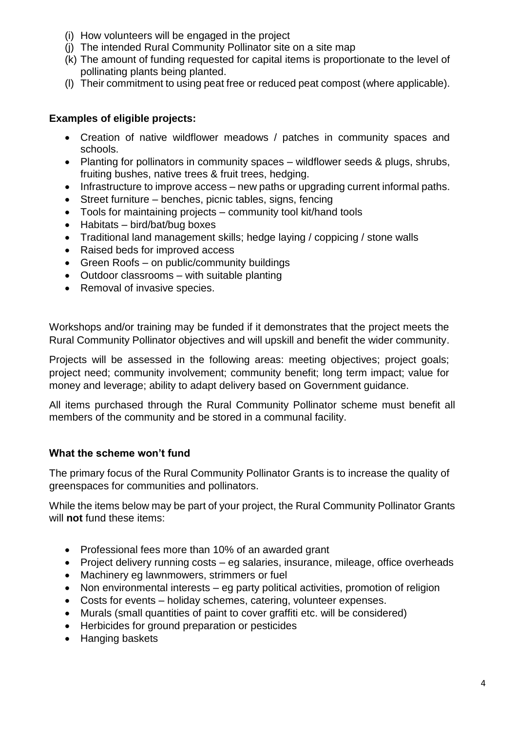(i) How volunteers will be engaged in the project
(j) The intended Rural Community Pollinator site on a site map
(k) The amount of funding requested for capital items is proportionate to the level of pollinating plants being planted.
(l) Their commitment to using peat free or reduced peat compost (where applicable).

**Examples of eligible projects:**

- Creation of native wildflower meadows / patches in community spaces and schools.
- Planting for pollinators in community spaces – wildflower seeds & plugs, shrubs, fruiting bushes, native trees & fruit trees, hedging.
- Infrastructure to improve access – new paths or upgrading current informal paths.
- Street furniture – benches, picnic tables, signs, fencing
- Tools for maintaining projects – community tool kit/hand tools
- Habitats – bird/bat/bug boxes
- Traditional land management skills; hedge laying / coppicing / stone walls
- Raised beds for improved access
- Green Roofs – on public/community buildings
- Outdoor classrooms – with suitable planting
- Removal of invasive species.

Workshops and/or training may be funded if it demonstrates that the project meets the Rural Community Pollinator objectives and will upskill and benefit the wider community.

Projects will be assessed in the following areas: meeting objectives; project goals; project need; community involvement; community benefit; long term impact; value for money and leverage; ability to adapt delivery based on Government guidance.

All items purchased through the Rural Community Pollinator scheme must benefit all members of the community and be stored in a communal facility.

**What the scheme won't fund**

The primary focus of the Rural Community Pollinator Grants is to increase the quality of greenspaces for communities and pollinators.

While the items below may be part of your project, the Rural Community Pollinator Grants will **not** fund these items:

- Professional fees more than 10% of an awarded grant
- Project delivery running costs – eg salaries, insurance, mileage, office overheads
- Machinery eg lawnmowers, strimmers or fuel
- Non environmental interests – eg party political activities, promotion of religion
- Costs for events – holiday schemes, catering, volunteer expenses.
- Murals (small quantities of paint to cover graffiti etc. will be considered)
- Herbicides for ground preparation or pesticides
- Hanging baskets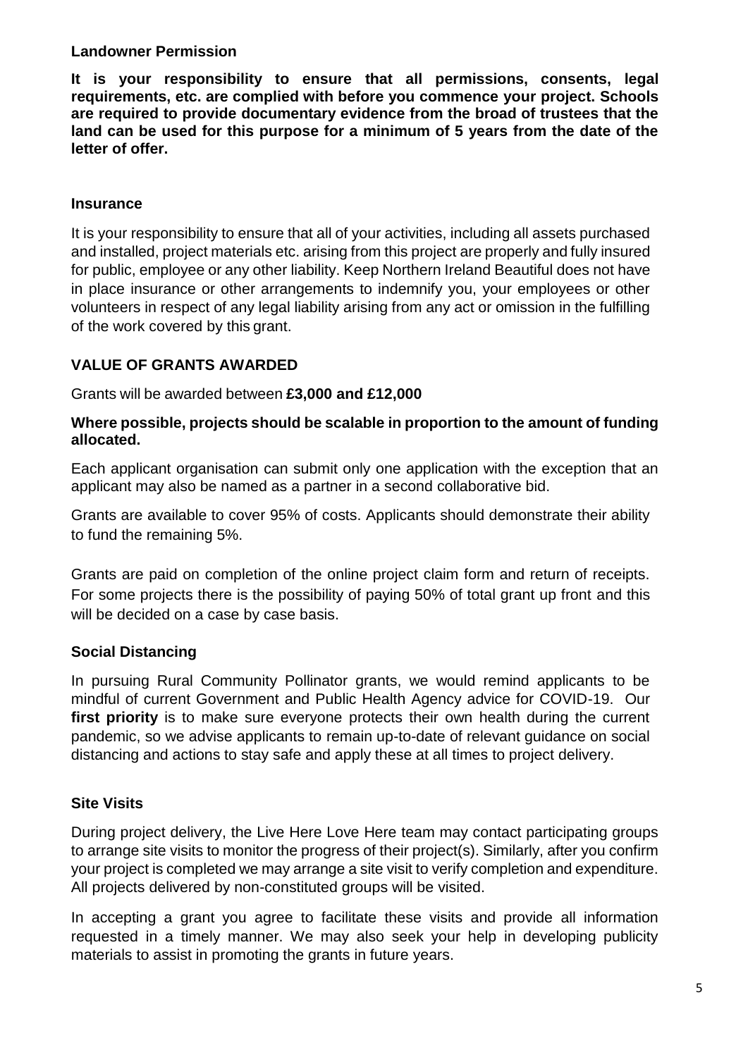### Landowner Permission

**It is your responsibility to ensure that all permissions, consents, legal requirements, etc. are complied with before you commence your project. Schools are required to provide documentary evidence from the broad of trustees that the land can be used for this purpose for a minimum of 5 years from the date of the letter of offer.**

### Insurance

It is your responsibility to ensure that all of your activities, including all assets purchased and installed, project materials etc. arising from this project are properly and fully insured for public, employee or any other liability. Keep Northern Ireland Beautiful does not have in place insurance or other arrangements to indemnify you, your employees or other volunteers in respect of any legal liability arising from any act or omission in the fulfilling of the work covered by this grant.

## VALUE OF GRANTS AWARDED

Grants will be awarded between **£3,000 and £12,000**

**Where possible, projects should be scalable in proportion to the amount of funding allocated.**

Each applicant organisation can submit only one application with the exception that an applicant may also be named as a partner in a second collaborative bid.

Grants are available to cover 95% of costs. Applicants should demonstrate their ability to fund the remaining 5%.

Grants are paid on completion of the online project claim form and return of receipts. For some projects there is the possibility of paying 50% of total grant up front and this will be decided on a case by case basis.

### Social Distancing

In pursuing Rural Community Pollinator grants, we would remind applicants to be mindful of current Government and Public Health Agency advice for COVID-19. Our **first priority** is to make sure everyone protects their own health during the current pandemic, so we advise applicants to remain up-to-date of relevant guidance on social distancing and actions to stay safe and apply these at all times to project delivery.

### Site Visits

During project delivery, the Live Here Love Here team may contact participating groups to arrange site visits to monitor the progress of their project(s). Similarly, after you confirm your project is completed we may arrange a site visit to verify completion and expenditure. All projects delivered by non-constituted groups will be visited.

In accepting a grant you agree to facilitate these visits and provide all information requested in a timely manner. We may also seek your help in developing publicity materials to assist in promoting the grants in future years.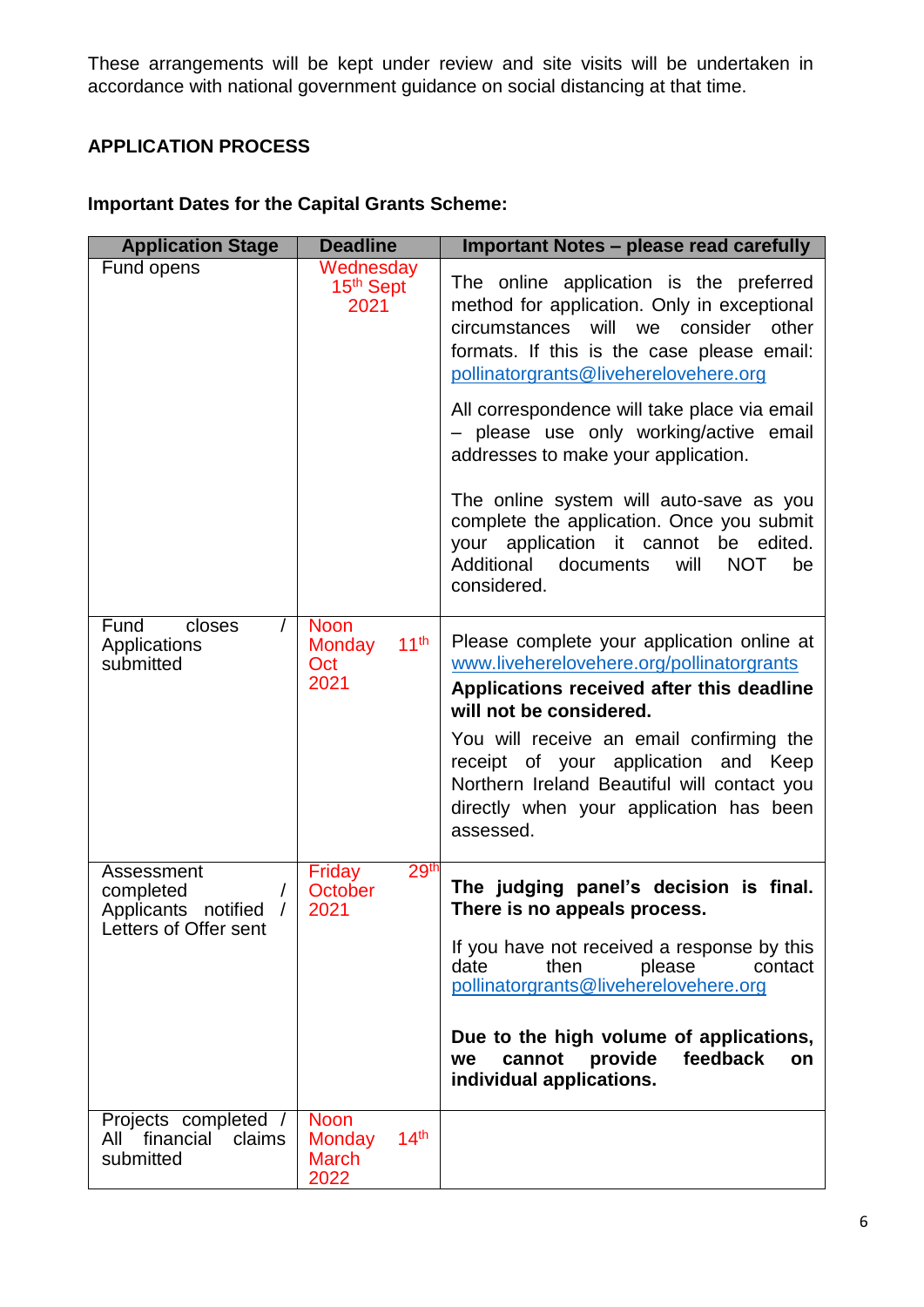These arrangements will be kept under review and site visits will be undertaken in accordance with national government guidance on social distancing at that time.

**APPLICATION PROCESS**

**Important Dates for the Capital Grants Scheme:**

| Application Stage | Deadline | Important Notes – please read carefully |
|---|---|---|
| Fund opens | Wednesday 15th Sept 2021 | The online application is the preferred method for application. Only in exceptional circumstances will we consider other formats. If this is the case please email: pollinatorgrants@liveherelovehere.org<br><br>All correspondence will take place via email – please use only working/active email addresses to make your application.<br><br>The online system will auto-save as you complete the application. Once you submit your application it cannot be edited. Additional documents will NOT be considered. |
| Fund closes / Applications submitted | Noon Monday 11th Oct 2021 | Please complete your application online at www.liveherelovehere.org/pollinatorgrants<br>**Applications received after this deadline will not be considered.**<br>You will receive an email confirming the receipt of your application and Keep Northern Ireland Beautiful will contact you directly when your application has been assessed. |
| Assessment completed / Applicants notified / Letters of Offer sent | Friday 29th October 2021 | **The judging panel's decision is final. There is no appeals process.**<br><br>If you have not received a response by this date then please contact pollinatorgrants@liveherelovehere.org<br><br>**Due to the high volume of applications, we cannot provide feedback on individual applications.** |
| Projects completed / All financial claims submitted | Noon Monday 14th March 2022 | |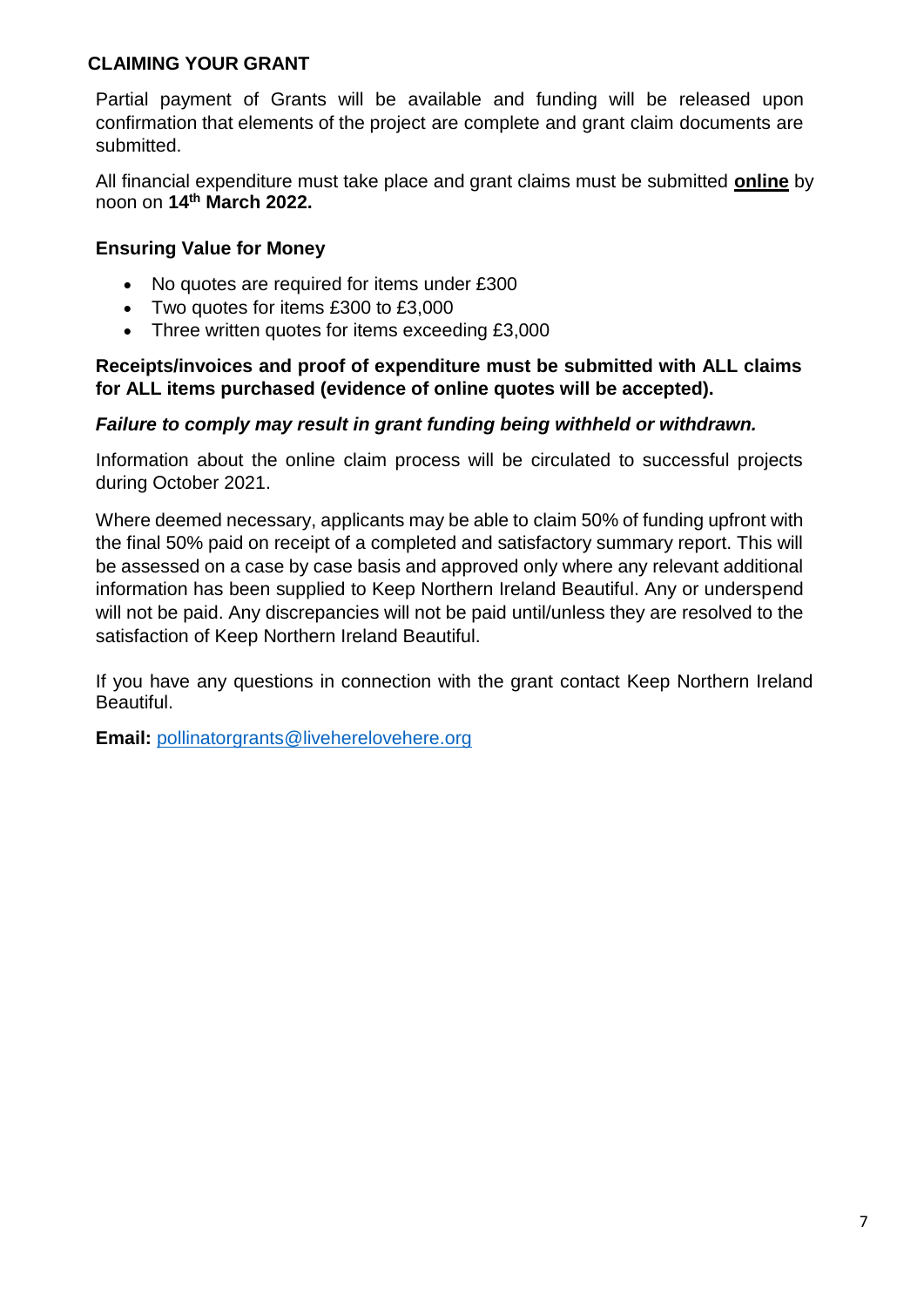## CLAIMING YOUR GRANT

Partial payment of Grants will be available and funding will be released upon confirmation that elements of the project are complete and grant claim documents are submitted.

All financial expenditure must take place and grant claims must be submitted **online** by noon on **14th March 2022.**

### Ensuring Value for Money

- No quotes are required for items under £300
- Two quotes for items £300 to £3,000
- Three written quotes for items exceeding £3,000

**Receipts/invoices and proof of expenditure must be submitted with ALL claims for ALL items purchased (evidence of online quotes will be accepted).**

***Failure to comply may result in grant funding being withheld or withdrawn.***

Information about the online claim process will be circulated to successful projects during October 2021.

Where deemed necessary, applicants may be able to claim 50% of funding upfront with the final 50% paid on receipt of a completed and satisfactory summary report. This will be assessed on a case by case basis and approved only where any relevant additional information has been supplied to Keep Northern Ireland Beautiful. Any or underspend will not be paid. Any discrepancies will not be paid until/unless they are resolved to the satisfaction of Keep Northern Ireland Beautiful.

If you have any questions in connection with the grant contact Keep Northern Ireland Beautiful.

**Email:** pollinatorgrants@liveherelovehere.org